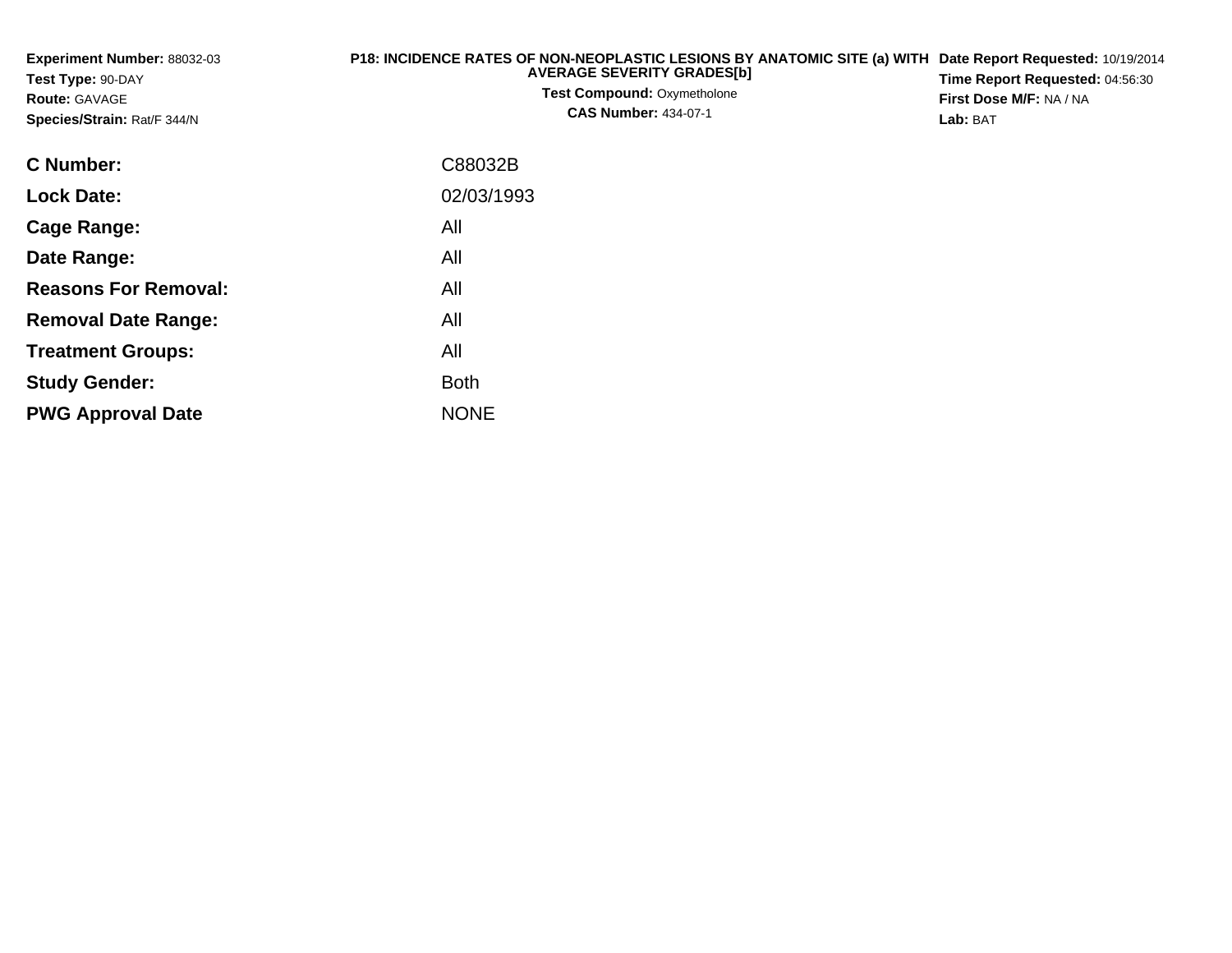**Experiment Number:** 88032-03
**Test Type:** 90-DAY
**Route:** GAVAGE
**Species/Strain:** Rat/F 344/N

# P18: INCIDENCE RATES OF NON-NEOPLASTIC LESIONS BY ANATOMIC SITE (a) WITH AVERAGE SEVERITY GRADES[b]

**Test Compound:** Oxymetholone
**CAS Number:** 434-07-1

**Date Report Requested:** 10/19/2014
**Time Report Requested:** 04:56:30
**First Dose M/F:** NA / NA
**Lab:** BAT

| | |
|---|---|
| **C Number:** | C88032B |
| **Lock Date:** | 02/03/1993 |
| **Cage Range:** | All |
| **Date Range:** | All |
| **Reasons For Removal:** | All |
| **Removal Date Range:** | All |
| **Treatment Groups:** | All |
| **Study Gender:** | Both |
| **PWG Approval Date** | NONE |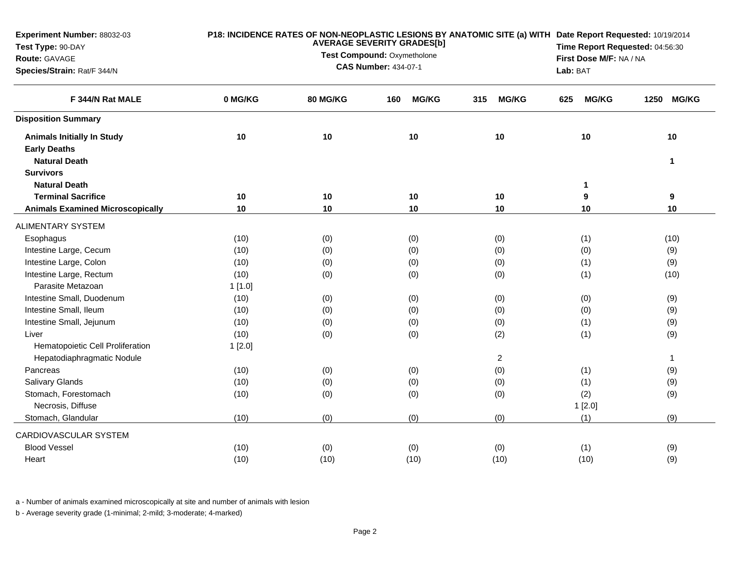**Experiment Number:** 88032-03
**Test Type:** 90-DAY
**Route:** GAVAGE
**Species/Strain:** Rat/F 344/N

**P18: INCIDENCE RATES OF NON-NEOPLASTIC LESIONS BY ANATOMIC SITE (a) WITH AVERAGE SEVERITY GRADES[b]**
**Test Compound:** Oxymetholone
**CAS Number:** 434-07-1

**Date Report Requested:** 10/19/2014
**Time Report Requested:** 04:56:30
**First Dose M/F:** NA / NA
**Lab:** BAT

| F 344/N Rat MALE | 0 MG/KG | 80 MG/KG | 160 MG/KG | 315 MG/KG | 625 MG/KG | 1250 MG/KG |
|---|---|---|---|---|---|---|
| **Disposition Summary** | | | | | | |
| **Animals Initially In Study** | **10** | **10** | **10** | **10** | **10** | **10** |
| **Early Deaths** | | | | | | |
| **Natural Death** | | | | | | **1** |
| **Survivors** | | | | | | |
| **Natural Death** | | | | | **1** | |
| **Terminal Sacrifice** | **10** | **10** | **10** | **10** | **9** | **9** |
| **Animals Examined Microscopically** | **10** | **10** | **10** | **10** | **10** | **10** |
| ALIMENTARY SYSTEM | | | | | | |
| Esophagus | (10) | (0) | (0) | (0) | (1) | (10) |
| Intestine Large, Cecum | (10) | (0) | (0) | (0) | (0) | (9) |
| Intestine Large, Colon | (10) | (0) | (0) | (0) | (1) | (9) |
| Intestine Large, Rectum | (10) | (0) | (0) | (0) | (1) | (10) |
| Parasite Metazoan | 1 [1.0] | | | | | |
| Intestine Small, Duodenum | (10) | (0) | (0) | (0) | (0) | (9) |
| Intestine Small, Ileum | (10) | (0) | (0) | (0) | (0) | (9) |
| Intestine Small, Jejunum | (10) | (0) | (0) | (0) | (1) | (9) |
| Liver | (10) | (0) | (0) | (2) | (1) | (9) |
| Hematopoietic Cell Proliferation | 1 [2.0] | | | | | |
| Hepatodiaphragmatic Nodule | | | | 2 | | 1 |
| Pancreas | (10) | (0) | (0) | (0) | (1) | (9) |
| Salivary Glands | (10) | (0) | (0) | (0) | (1) | (9) |
| Stomach, Forestomach | (10) | (0) | (0) | (0) | (2) | (9) |
| Necrosis, Diffuse | | | | | 1 [2.0] | |
| Stomach, Glandular | (10) | (0) | (0) | (0) | (1) | (9) |
| CARDIOVASCULAR SYSTEM | | | | | | |
| Blood Vessel | (10) | (0) | (0) | (0) | (1) | (9) |
| Heart | (10) | (10) | (10) | (10) | (10) | (9) |

a - Number of animals examined microscopically at site and number of animals with lesion

b - Average severity grade (1-minimal; 2-mild; 3-moderate; 4-marked)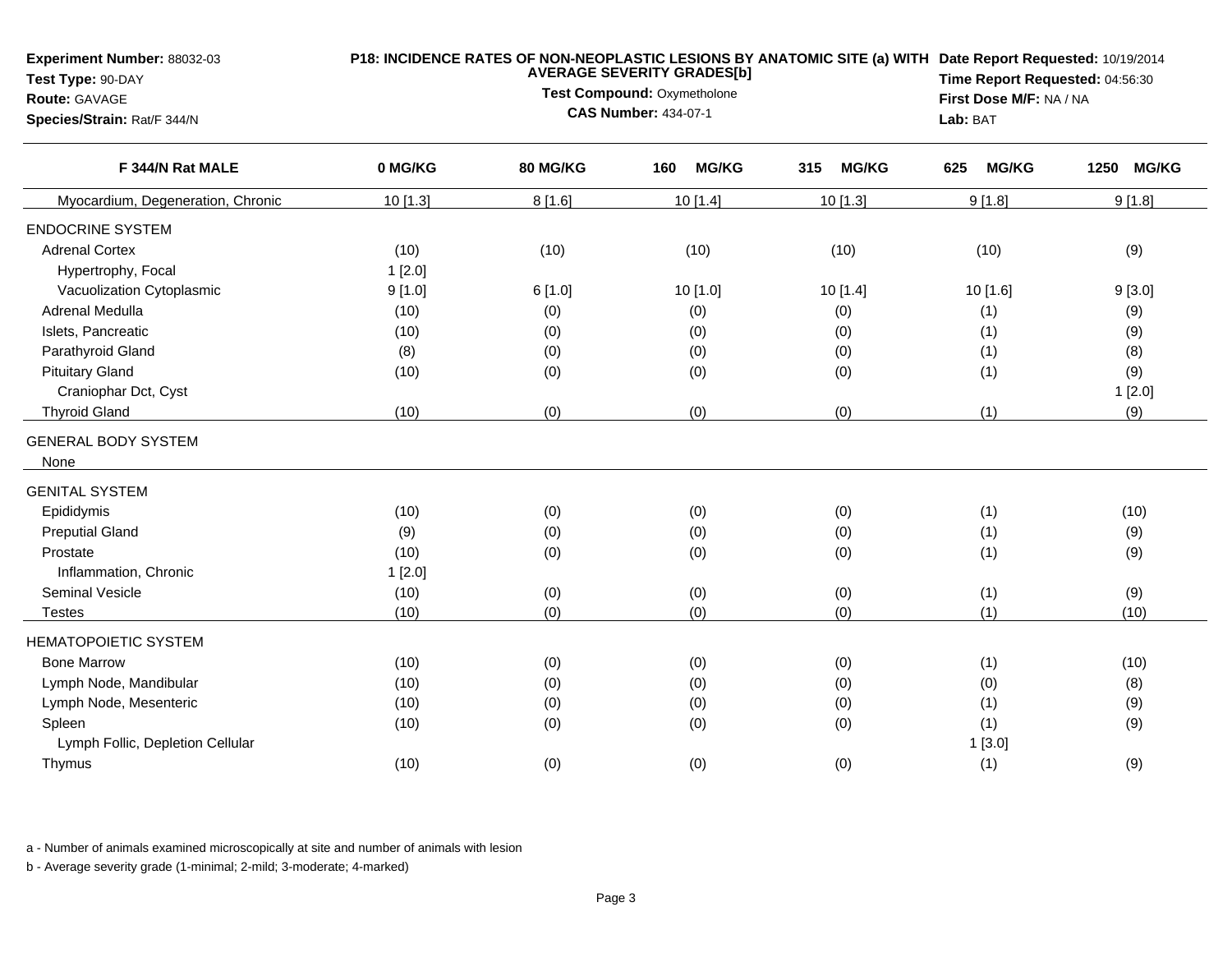**Experiment Number:** 88032-03
**Test Type:** 90-DAY
**Route:** GAVAGE
**Species/Strain:** Rat/F 344/N

**P18: INCIDENCE RATES OF NON-NEOPLASTIC LESIONS BY ANATOMIC SITE (a) WITH AVERAGE SEVERITY GRADES[b]**
**Test Compound:** Oxymetholone
**CAS Number:** 434-07-1

**Date Report Requested:** 10/19/2014
**Time Report Requested:** 04:56:30
**First Dose M/F:** NA / NA
**Lab:** BAT

| F 344/N Rat MALE | 0 MG/KG | 80 MG/KG | 160 MG/KG | 315 MG/KG | 625 MG/KG | 1250 MG/KG |
|---|---|---|---|---|---|---|
| Myocardium, Degeneration, Chronic | 10 [1.3] | 8 [1.6] | 10 [1.4] | 10 [1.3] | 9 [1.8] | 9 [1.8] |
| ENDOCRINE SYSTEM | | | | | | |
| Adrenal Cortex | (10) | (10) | (10) | (10) | (10) | (9) |
| Hypertrophy, Focal | 1 [2.0] | | | | | |
| Vacuolization Cytoplasmic | 9 [1.0] | 6 [1.0] | 10 [1.0] | 10 [1.4] | 10 [1.6] | 9 [3.0] |
| Adrenal Medulla | (10) | (0) | (0) | (0) | (1) | (9) |
| Islets, Pancreatic | (10) | (0) | (0) | (0) | (1) | (9) |
| Parathyroid Gland | (8) | (0) | (0) | (0) | (1) | (8) |
| Pituitary Gland | (10) | (0) | (0) | (0) | (1) | (9) |
| Craniophar Dct, Cyst | | | | | | 1 [2.0] |
| Thyroid Gland | (10) | (0) | (0) | (0) | (1) | (9) |
| GENERAL BODY SYSTEM | | | | | | |
| None | | | | | | |
| GENITAL SYSTEM | | | | | | |
| Epididymis | (10) | (0) | (0) | (0) | (1) | (10) |
| Preputial Gland | (9) | (0) | (0) | (0) | (1) | (9) |
| Prostate | (10) | (0) | (0) | (0) | (1) | (9) |
| Inflammation, Chronic | 1 [2.0] | | | | | |
| Seminal Vesicle | (10) | (0) | (0) | (0) | (1) | (9) |
| Testes | (10) | (0) | (0) | (0) | (1) | (10) |
| HEMATOPOIETIC SYSTEM | | | | | | |
| Bone Marrow | (10) | (0) | (0) | (0) | (1) | (10) |
| Lymph Node, Mandibular | (10) | (0) | (0) | (0) | (0) | (8) |
| Lymph Node, Mesenteric | (10) | (0) | (0) | (0) | (1) | (9) |
| Spleen | (10) | (0) | (0) | (0) | (1) | (9) |
| Lymph Follic, Depletion Cellular | | | | | 1 [3.0] | |
| Thymus | (10) | (0) | (0) | (0) | (1) | (9) |

a - Number of animals examined microscopically at site and number of animals with lesion

b - Average severity grade (1-minimal; 2-mild; 3-moderate; 4-marked)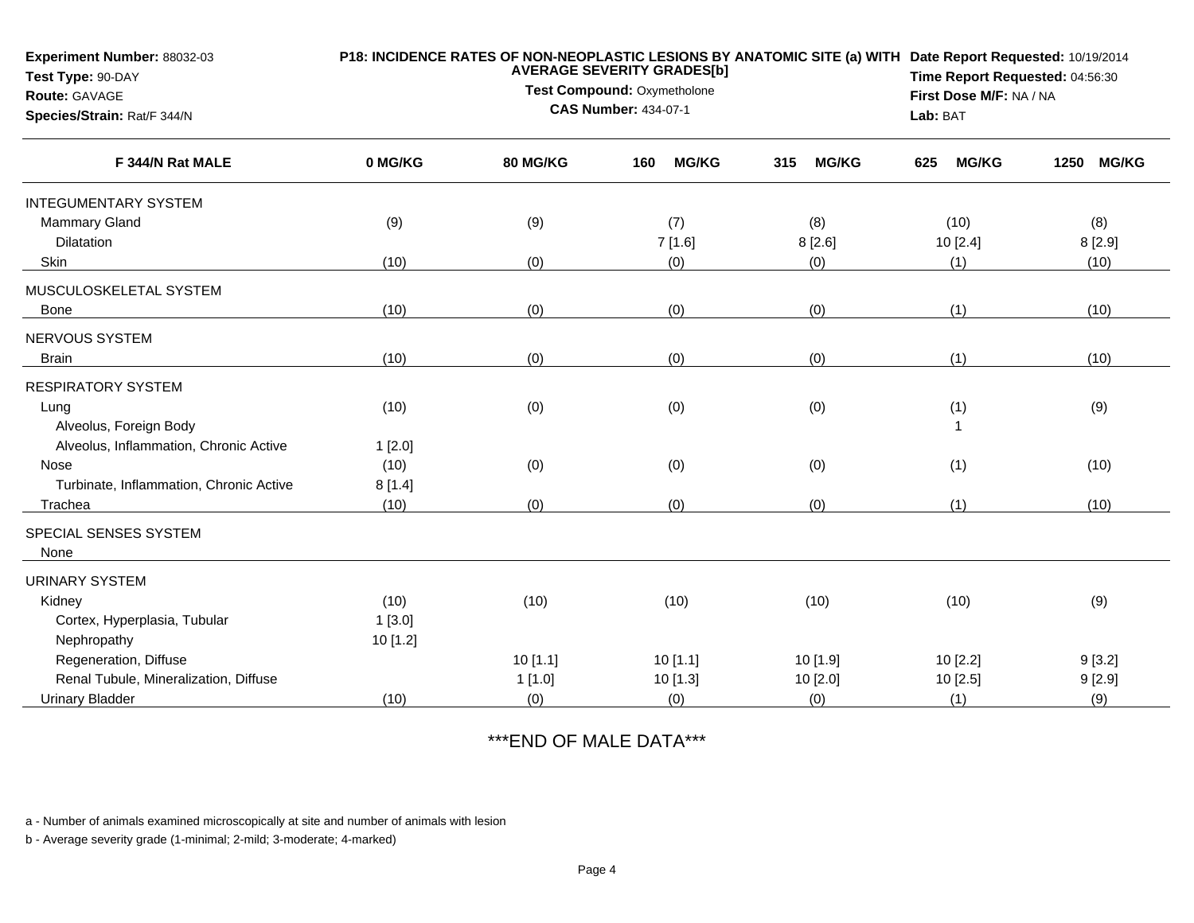**Experiment Number:** 88032-03
**Test Type:** 90-DAY
**Route:** GAVAGE
**Species/Strain:** Rat/F 344/N

**P18: INCIDENCE RATES OF NON-NEOPLASTIC LESIONS BY ANATOMIC SITE (a) WITH AVERAGE SEVERITY GRADES[b]**
**Test Compound:** Oxymetholone
**CAS Number:** 434-07-1

**Date Report Requested:** 10/19/2014
**Time Report Requested:** 04:56:30
**First Dose M/F:** NA / NA
**Lab:** BAT

| F 344/N Rat MALE | 0 MG/KG | 80 MG/KG | 160 MG/KG | 315 MG/KG | 625 MG/KG | 1250 MG/KG |
|---|---|---|---|---|---|---|
| INTEGUMENTARY SYSTEM | | | | | | |
| Mammary Gland | (9) | (9) | (7) | (8) | (10) | (8) |
| Dilatation | | | 7 [1.6] | 8 [2.6] | 10 [2.4] | 8 [2.9] |
| Skin | (10) | (0) | (0) | (0) | (1) | (10) |
| MUSCULOSKELETAL SYSTEM | | | | | | |
| Bone | (10) | (0) | (0) | (0) | (1) | (10) |
| NERVOUS SYSTEM | | | | | | |
| Brain | (10) | (0) | (0) | (0) | (1) | (10) |
| RESPIRATORY SYSTEM | | | | | | |
| Lung | (10) | (0) | (0) | (0) | (1) | (9) |
| Alveolus, Foreign Body | | | | | 1 | |
| Alveolus, Inflammation, Chronic Active | 1 [2.0] | | | | | |
| Nose | (10) | (0) | (0) | (0) | (1) | (10) |
| Turbinate, Inflammation, Chronic Active | 8 [1.4] | | | | | |
| Trachea | (10) | (0) | (0) | (0) | (1) | (10) |
| SPECIAL SENSES SYSTEM | | | | | | |
| None | | | | | | |
| URINARY SYSTEM | | | | | | |
| Kidney | (10) | (10) | (10) | (10) | (10) | (9) |
| Cortex, Hyperplasia, Tubular | 1 [3.0] | | | | | |
| Nephropathy | 10 [1.2] | | | | | |
| Regeneration, Diffuse | | 10 [1.1] | 10 [1.1] | 10 [1.9] | 10 [2.2] | 9 [3.2] |
| Renal Tubule, Mineralization, Diffuse | | 1 [1.0] | 10 [1.3] | 10 [2.0] | 10 [2.5] | 9 [2.9] |
| Urinary Bladder | (10) | (0) | (0) | (0) | (1) | (9) |

***END OF MALE DATA***

a - Number of animals examined microscopically at site and number of animals with lesion

b - Average severity grade (1-minimal; 2-mild; 3-moderate; 4-marked)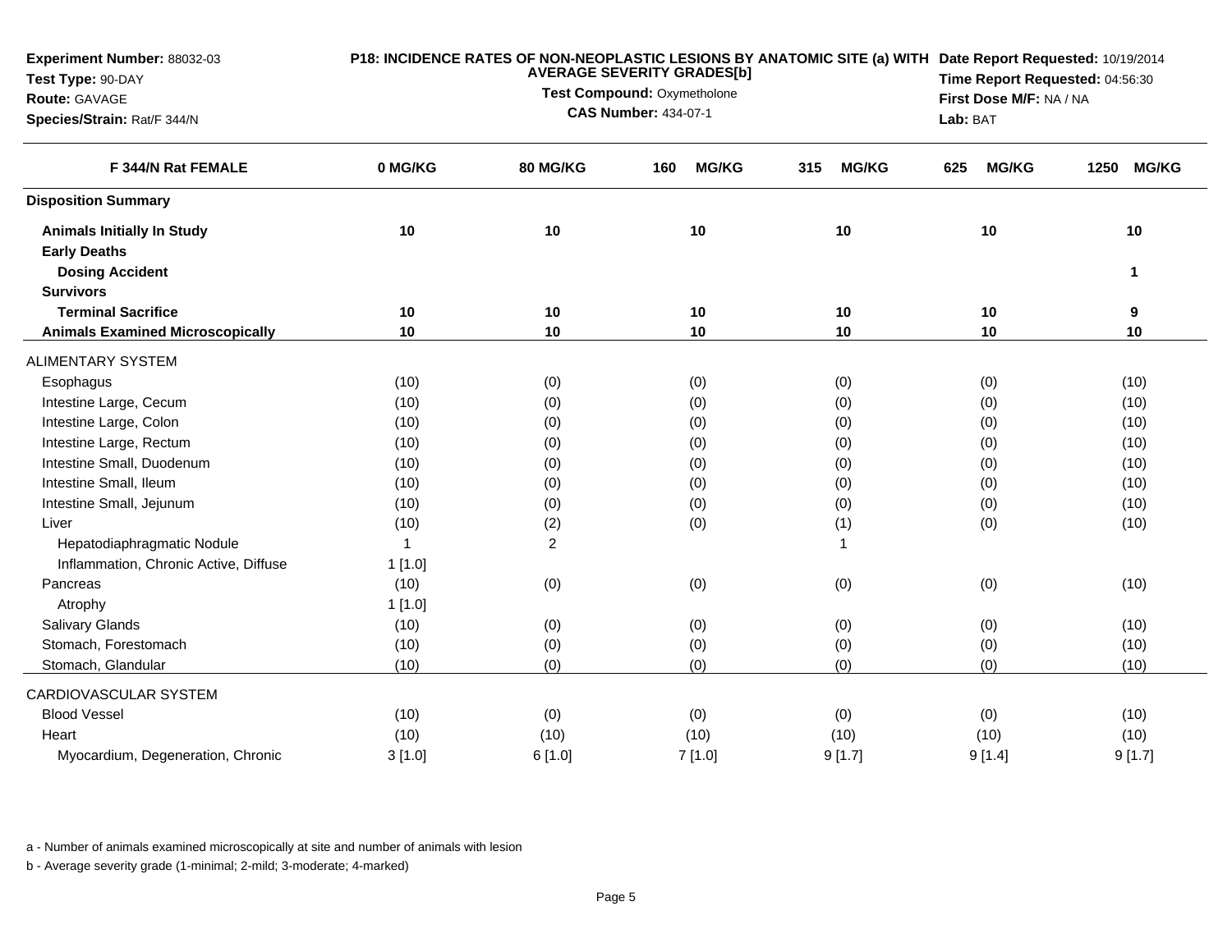**Experiment Number:** 88032-03
**Test Type:** 90-DAY
**Route:** GAVAGE
**Species/Strain:** Rat/F 344/N

**P18: INCIDENCE RATES OF NON-NEOPLASTIC LESIONS BY ANATOMIC SITE (a) WITH AVERAGE SEVERITY GRADES[b]**
**Test Compound:** Oxymetholone
**CAS Number:** 434-07-1

**Date Report Requested:** 10/19/2014
**Time Report Requested:** 04:56:30
**First Dose M/F:** NA / NA
**Lab:** BAT

| F 344/N Rat FEMALE | 0 MG/KG | 80 MG/KG | 160 MG/KG | 315 MG/KG | 625 MG/KG | 1250 MG/KG |
|---|---|---|---|---|---|---|
| **Disposition Summary** | | | | | | |
| **Animals Initially In Study** | **10** | **10** | **10** | **10** | **10** | **10** |
| **Early Deaths** | | | | | | |
| **Dosing Accident** | | | | | | **1** |
| **Survivors** | | | | | | |
| **Terminal Sacrifice** | **10** | **10** | **10** | **10** | **10** | **9** |
| **Animals Examined Microscopically** | **10** | **10** | **10** | **10** | **10** | **10** |
| ALIMENTARY SYSTEM | | | | | | |
| Esophagus | (10) | (0) | (0) | (0) | (0) | (10) |
| Intestine Large, Cecum | (10) | (0) | (0) | (0) | (0) | (10) |
| Intestine Large, Colon | (10) | (0) | (0) | (0) | (0) | (10) |
| Intestine Large, Rectum | (10) | (0) | (0) | (0) | (0) | (10) |
| Intestine Small, Duodenum | (10) | (0) | (0) | (0) | (0) | (10) |
| Intestine Small, Ileum | (10) | (0) | (0) | (0) | (0) | (10) |
| Intestine Small, Jejunum | (10) | (0) | (0) | (0) | (0) | (10) |
| Liver | (10) | (2) | (0) | (1) | (0) | (10) |
| Hepatodiaphragmatic Nodule | 1 | 2 | | 1 | | |
| Inflammation, Chronic Active, Diffuse | 1 [1.0] | | | | | |
| Pancreas | (10) | (0) | (0) | (0) | (0) | (10) |
| Atrophy | 1 [1.0] | | | | | |
| Salivary Glands | (10) | (0) | (0) | (0) | (0) | (10) |
| Stomach, Forestomach | (10) | (0) | (0) | (0) | (0) | (10) |
| Stomach, Glandular | (10) | (0) | (0) | (0) | (0) | (10) |
| CARDIOVASCULAR SYSTEM | | | | | | |
| Blood Vessel | (10) | (0) | (0) | (0) | (0) | (10) |
| Heart | (10) | (10) | (10) | (10) | (10) | (10) |
| Myocardium, Degeneration, Chronic | 3 [1.0] | 6 [1.0] | 7 [1.0] | 9 [1.7] | 9 [1.4] | 9 [1.7] |

a - Number of animals examined microscopically at site and number of animals with lesion

b - Average severity grade (1-minimal; 2-mild; 3-moderate; 4-marked)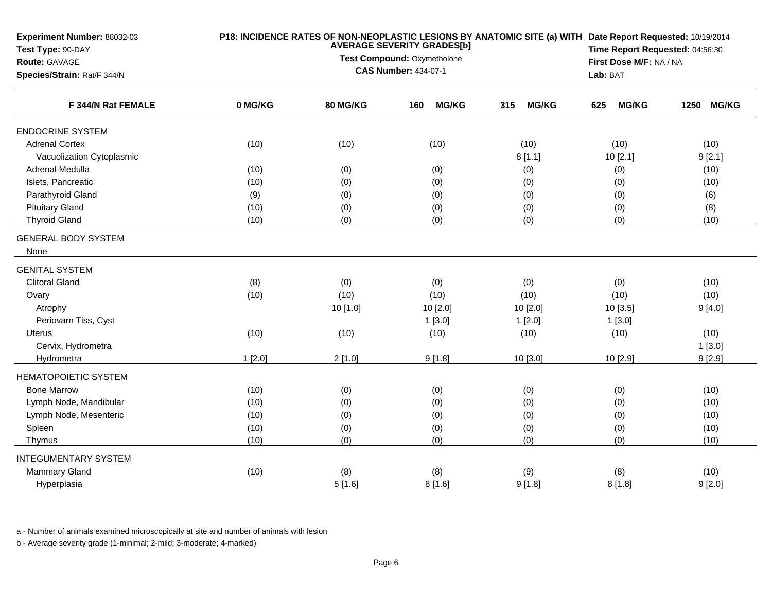**Experiment Number:** 88032-03
**Test Type:** 90-DAY
**Route:** GAVAGE
**Species/Strain:** Rat/F 344/N

**P18: INCIDENCE RATES OF NON-NEOPLASTIC LESIONS BY ANATOMIC SITE (a) WITH AVERAGE SEVERITY GRADES[b]**
**Test Compound:** Oxymetholone
**CAS Number:** 434-07-1

**Date Report Requested:** 10/19/2014
**Time Report Requested:** 04:56:30
**First Dose M/F:** NA / NA
**Lab:** BAT

| F 344/N Rat FEMALE | 0 MG/KG | 80 MG/KG | 160 MG/KG | 315 MG/KG | 625 MG/KG | 1250 MG/KG |
|---|---|---|---|---|---|---|
| ENDOCRINE SYSTEM | | | | | | |
| Adrenal Cortex | (10) | (10) | (10) | (10) | (10) | (10) |
| Vacuolization Cytoplasmic | | | | 8 [1.1] | 10 [2.1] | 9 [2.1] |
| Adrenal Medulla | (10) | (0) | (0) | (0) | (0) | (10) |
| Islets, Pancreatic | (10) | (0) | (0) | (0) | (0) | (10) |
| Parathyroid Gland | (9) | (0) | (0) | (0) | (0) | (6) |
| Pituitary Gland | (10) | (0) | (0) | (0) | (0) | (8) |
| Thyroid Gland | (10) | (0) | (0) | (0) | (0) | (10) |
| GENERAL BODY SYSTEM | | | | | | |
| None | | | | | | |
| GENITAL SYSTEM | | | | | | |
| Clitoral Gland | (8) | (0) | (0) | (0) | (0) | (10) |
| Ovary | (10) | (10) | (10) | (10) | (10) | (10) |
| Atrophy | | 10 [1.0] | 10 [2.0] | 10 [2.0] | 10 [3.5] | 9 [4.0] |
| Periovarn Tiss, Cyst | | | 1 [3.0] | 1 [2.0] | 1 [3.0] | |
| Uterus | (10) | (10) | (10) | (10) | (10) | (10) |
| Cervix, Hydrometra | | | | | | 1 [3.0] |
| Hydrometra | 1 [2.0] | 2 [1.0] | 9 [1.8] | 10 [3.0] | 10 [2.9] | 9 [2.9] |
| HEMATOPOIETIC SYSTEM | | | | | | |
| Bone Marrow | (10) | (0) | (0) | (0) | (0) | (10) |
| Lymph Node, Mandibular | (10) | (0) | (0) | (0) | (0) | (10) |
| Lymph Node, Mesenteric | (10) | (0) | (0) | (0) | (0) | (10) |
| Spleen | (10) | (0) | (0) | (0) | (0) | (10) |
| Thymus | (10) | (0) | (0) | (0) | (0) | (10) |
| INTEGUMENTARY SYSTEM | | | | | | |
| Mammary Gland | (10) | (8) | (8) | (9) | (8) | (10) |
| Hyperplasia | | 5 [1.6] | 8 [1.6] | 9 [1.8] | 8 [1.8] | 9 [2.0] |

a - Number of animals examined microscopically at site and number of animals with lesion

b - Average severity grade (1-minimal; 2-mild; 3-moderate; 4-marked)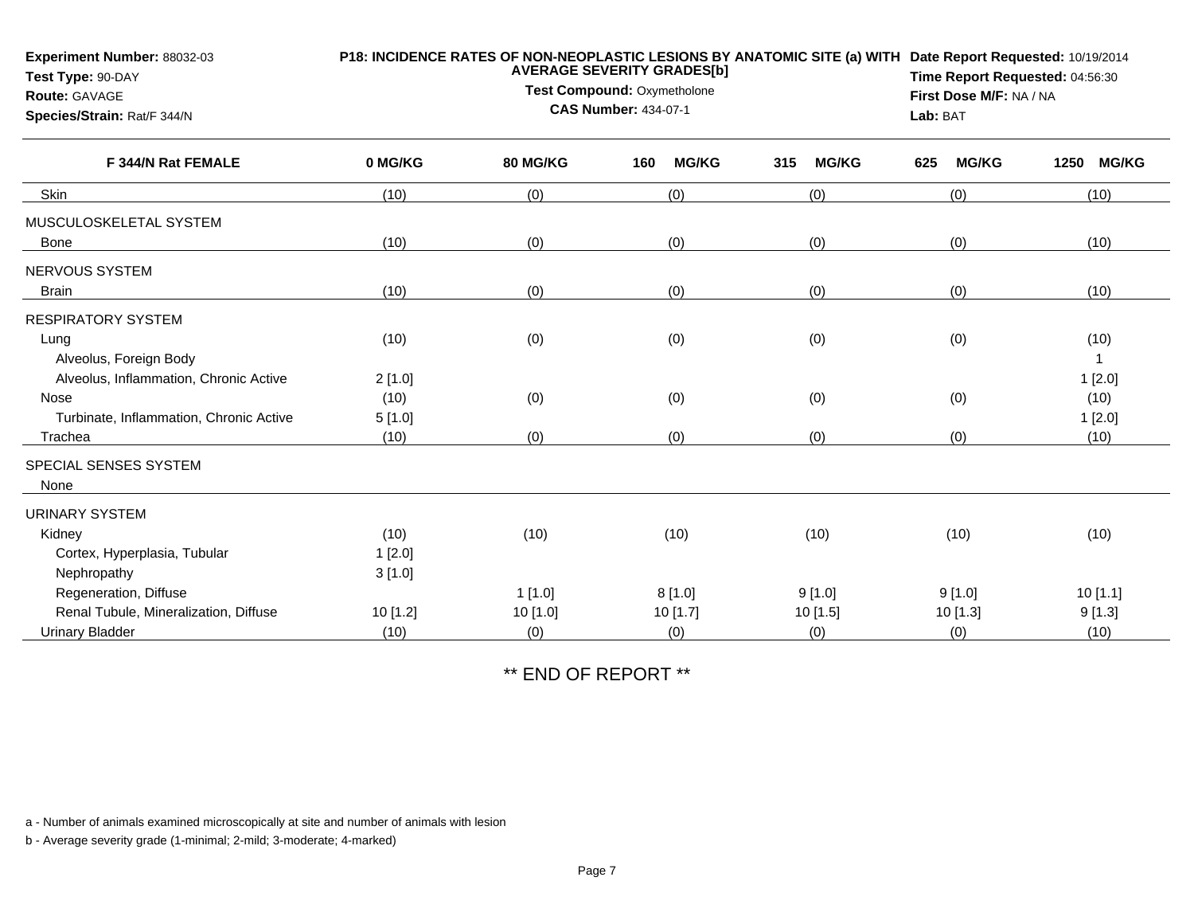**Experiment Number:** 88032-03
**Test Type:** 90-DAY
**Route:** GAVAGE
**Species/Strain:** Rat/F 344/N

**P18: INCIDENCE RATES OF NON-NEOPLASTIC LESIONS BY ANATOMIC SITE (a) WITH AVERAGE SEVERITY GRADES[b]**
**Test Compound:** Oxymetholone
**CAS Number:** 434-07-1

**Date Report Requested:** 10/19/2014
**Time Report Requested:** 04:56:30
**First Dose M/F:** NA / NA
**Lab:** BAT

| F 344/N Rat FEMALE | 0 MG/KG | 80 MG/KG | 160 MG/KG | 315 MG/KG | 625 MG/KG | 1250 MG/KG |
|---|---|---|---|---|---|---|
| Skin | (10) | (0) | (0) | (0) | (0) | (10) |
| MUSCULOSKELETAL SYSTEM | | | | | | |
| Bone | (10) | (0) | (0) | (0) | (0) | (10) |
| NERVOUS SYSTEM | | | | | | |
| Brain | (10) | (0) | (0) | (0) | (0) | (10) |
| RESPIRATORY SYSTEM | | | | | | |
| Lung | (10) | (0) | (0) | (0) | (0) | (10) |
| Alveolus, Foreign Body | | | | | | 1 |
| Alveolus, Inflammation, Chronic Active | 2 [1.0] | | | | | 1 [2.0] |
| Nose | (10) | (0) | (0) | (0) | (0) | (10) |
| Turbinate, Inflammation, Chronic Active | 5 [1.0] | | | | | 1 [2.0] |
| Trachea | (10) | (0) | (0) | (0) | (0) | (10) |
| SPECIAL SENSES SYSTEM | | | | | | |
| None | | | | | | |
| URINARY SYSTEM | | | | | | |
| Kidney | (10) | (10) | (10) | (10) | (10) | (10) |
| Cortex, Hyperplasia, Tubular | 1 [2.0] | | | | | |
| Nephropathy | 3 [1.0] | | | | | |
| Regeneration, Diffuse | | 1 [1.0] | 8 [1.0] | 9 [1.0] | 9 [1.0] | 10 [1.1] |
| Renal Tubule, Mineralization, Diffuse | 10 [1.2] | 10 [1.0] | 10 [1.7] | 10 [1.5] | 10 [1.3] | 9 [1.3] |
| Urinary Bladder | (10) | (0) | (0) | (0) | (0) | (10) |

** END OF REPORT **

a - Number of animals examined microscopically at site and number of animals with lesion

b - Average severity grade (1-minimal; 2-mild; 3-moderate; 4-marked)